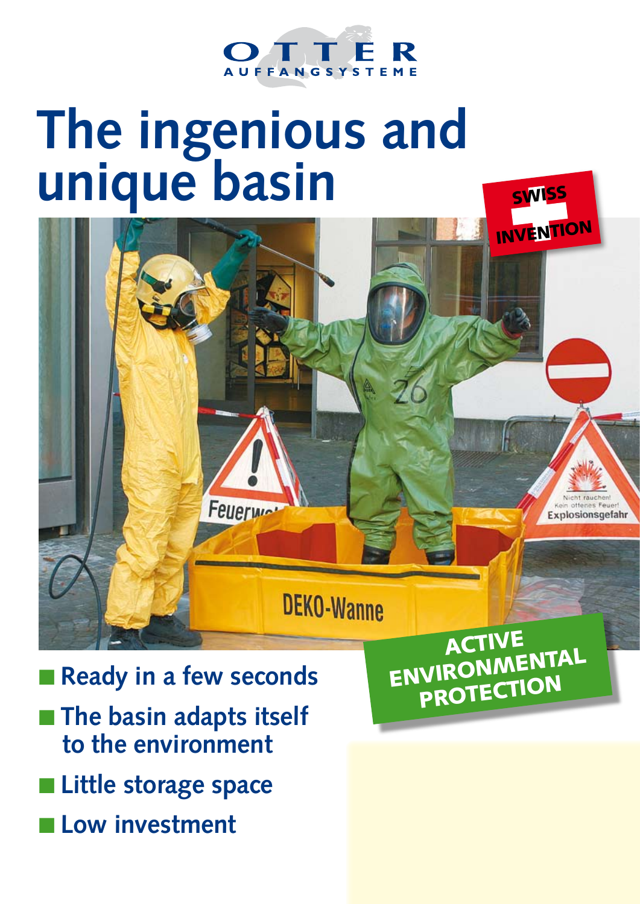OTTER
AUFFANGSYSTEME

# The ingenious and unique basin

SWISS INVENTION

ACTIVE ENVIRONMENTAL PROTECTION

- Ready in a few seconds
- The basin adapts itself to the environment
- Little storage space
- Low investment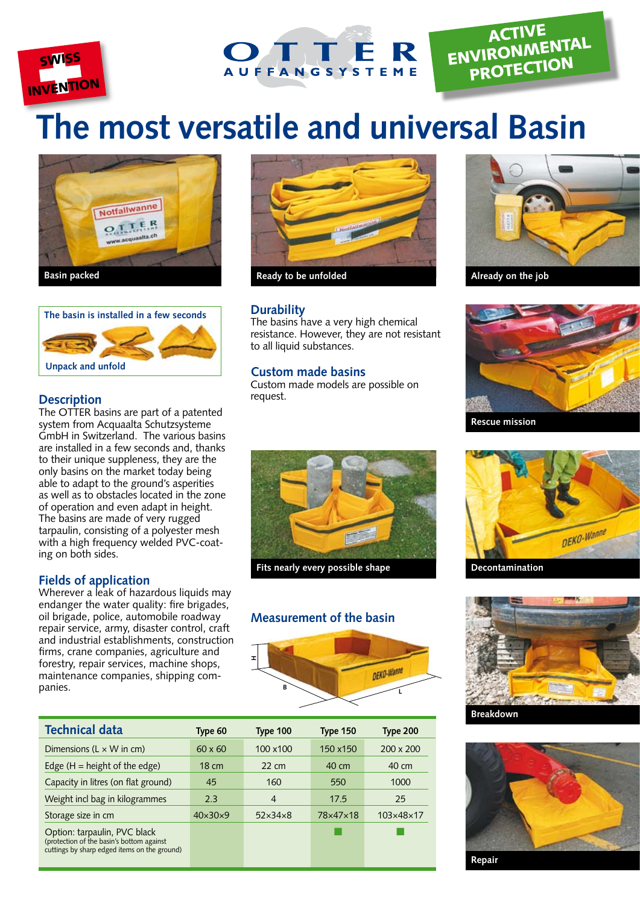SWISS INVENTION

OTTER AUFFANGSYSTEME

ACTIVE ENVIRONMENTAL PROTECTION

# The most versatile and universal Basin

Basin packed

Ready to be unfolded

Already on the job

The basin is installed in a few seconds

Unpack and unfold

## Description

The OTTER basins are part of a patented system from Acquaalta Schutzsysteme GmbH in Switzerland. The various basins are installed in a few seconds and, thanks to their unique suppleness, they are the only basins on the market today being able to adapt to the ground's asperities as well as to obstacles located in the zone of operation and even adapt in height. The basins are made of very rugged tarpaulin, consisting of a polyester mesh with a high frequency welded PVC-coating on both sides.

## Fields of application

Wherever a leak of hazardous liquids may endanger the water quality: fire brigades, oil brigade, police, automobile roadway repair service, army, disaster control, craft and industrial establishments, construction firms, crane companies, agriculture and forestry, repair services, machine shops, maintenance companies, shipping companies.

## Durability

The basins have a very high chemical resistance. However, they are not resistant to all liquid substances.

## Custom made basins

Custom made models are possible on request.

Rescue mission

Fits nearly every possible shape

Decontamination

## Measurement of the basin

H

B

L

Breakdown

Repair

| Technical data | Type 60 | Type 100 | Type 150 | Type 200 |
|---|---|---|---|---|
| Dimensions (L × W in cm) | 60 x 60 | 100 x100 | 150 x150 | 200 x 200 |
| Edge (H = height of the edge) | 18 cm | 22 cm | 40 cm | 40 cm |
| Capacity in litres (on flat ground) | 45 | 160 | 550 | 1000 |
| Weight incl bag in kilogrammes | 2.3 | 4 | 17.5 | 25 |
| Storage size in cm | 40×30×9 | 52×34×8 | 78×47×18 | 103×48×17 |
| Option: tarpaulin, PVC black (protection of the basin's bottom against cuttings by sharp edged items on the ground) | | | ■ | ■ |